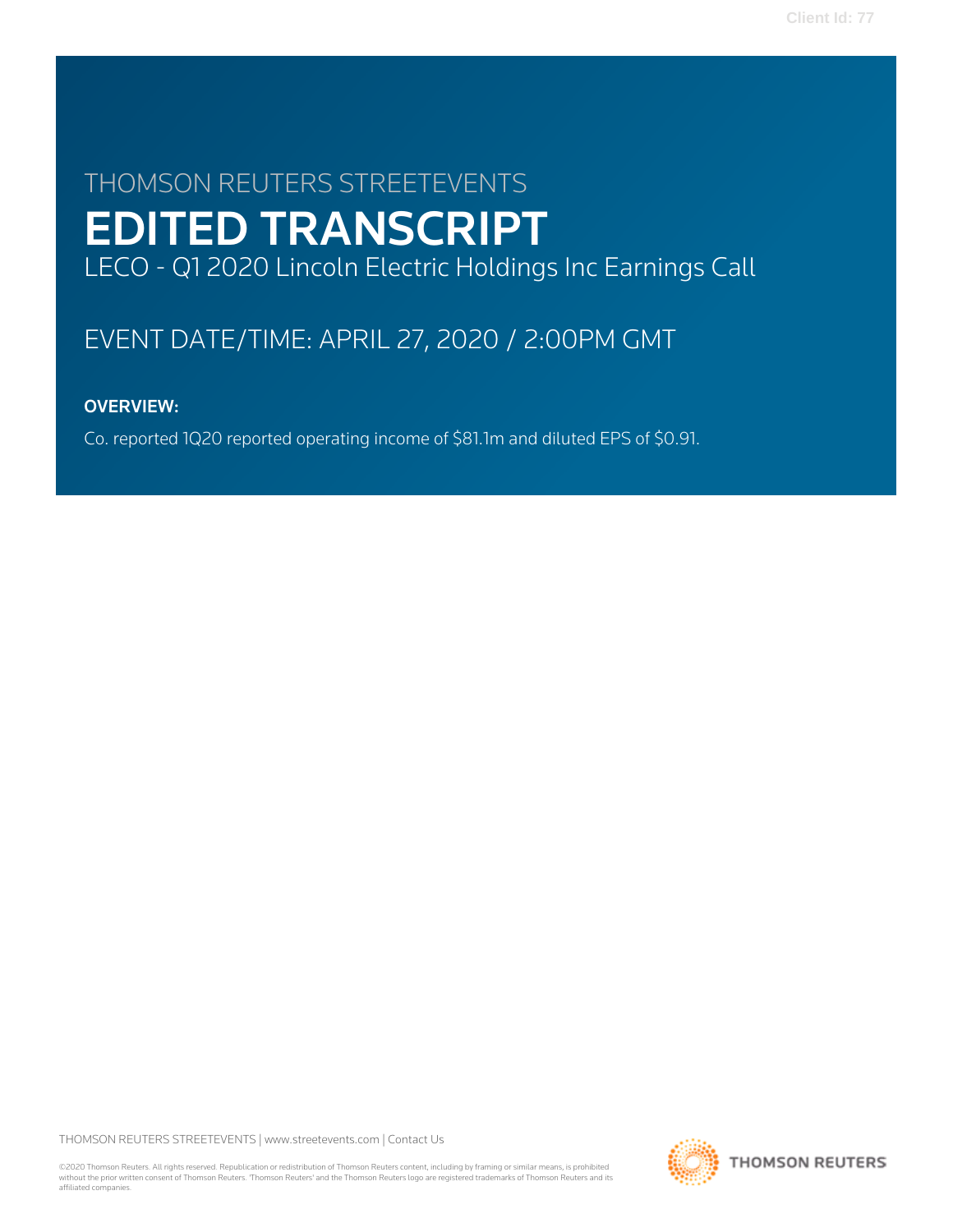THOMSON REUTERS STREETEVENTS

# EDITED TRANSCRIPT

LECO - Q1 2020 Lincoln Electric Holdings Inc Earnings Call

## EVENT DATE/TIME: APRIL 27, 2020 / 2:00PM GMT

**OVERVIEW:**

Co. reported 1Q20 reported operating income of $81.1m and diluted EPS of $0.91.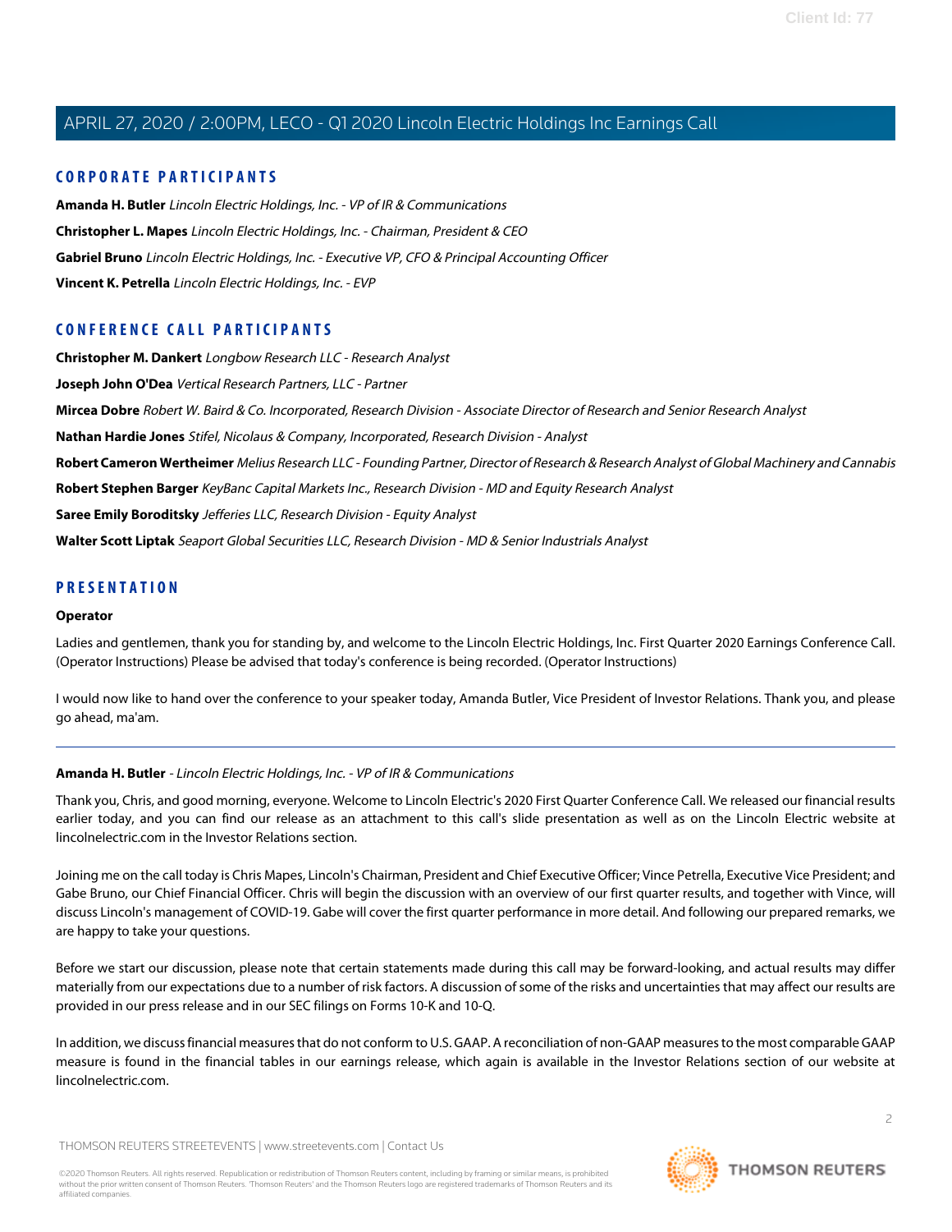## CORPORATE PARTICIPANTS

**Amanda H. Butler** *Lincoln Electric Holdings, Inc. - VP of IR & Communications*

**Christopher L. Mapes** *Lincoln Electric Holdings, Inc. - Chairman, President & CEO*

**Gabriel Bruno** *Lincoln Electric Holdings, Inc. - Executive VP, CFO & Principal Accounting Officer*

**Vincent K. Petrella** *Lincoln Electric Holdings, Inc. - EVP*

## CONFERENCE CALL PARTICIPANTS

**Christopher M. Dankert** *Longbow Research LLC - Research Analyst*

**Joseph John O'Dea** *Vertical Research Partners, LLC - Partner*

**Mircea Dobre** *Robert W. Baird & Co. Incorporated, Research Division - Associate Director of Research and Senior Research Analyst*

**Nathan Hardie Jones** *Stifel, Nicolaus & Company, Incorporated, Research Division - Analyst*

**Robert Cameron Wertheimer** *Melius Research LLC - Founding Partner, Director of Research & Research Analyst of Global Machinery and Cannabis*

**Robert Stephen Barger** *KeyBanc Capital Markets Inc., Research Division - MD and Equity Research Analyst*

**Saree Emily Boroditsky** *Jefferies LLC, Research Division - Equity Analyst*

**Walter Scott Liptak** *Seaport Global Securities LLC, Research Division - MD & Senior Industrials Analyst*

## PRESENTATION

**Operator**

Ladies and gentlemen, thank you for standing by, and welcome to the Lincoln Electric Holdings, Inc. First Quarter 2020 Earnings Conference Call. (Operator Instructions) Please be advised that today's conference is being recorded. (Operator Instructions)

I would now like to hand over the conference to your speaker today, Amanda Butler, Vice President of Investor Relations. Thank you, and please go ahead, ma'am.

---

**Amanda H. Butler** - *Lincoln Electric Holdings, Inc. - VP of IR & Communications*

Thank you, Chris, and good morning, everyone. Welcome to Lincoln Electric's 2020 First Quarter Conference Call. We released our financial results earlier today, and you can find our release as an attachment to this call's slide presentation as well as on the Lincoln Electric website at lincolnelectric.com in the Investor Relations section.

Joining me on the call today is Chris Mapes, Lincoln's Chairman, President and Chief Executive Officer; Vince Petrella, Executive Vice President; and Gabe Bruno, our Chief Financial Officer. Chris will begin the discussion with an overview of our first quarter results, and together with Vince, will discuss Lincoln's management of COVID-19. Gabe will cover the first quarter performance in more detail. And following our prepared remarks, we are happy to take your questions.

Before we start our discussion, please note that certain statements made during this call may be forward-looking, and actual results may differ materially from our expectations due to a number of risk factors. A discussion of some of the risks and uncertainties that may affect our results are provided in our press release and in our SEC filings on Forms 10-K and 10-Q.

In addition, we discuss financial measures that do not conform to U.S. GAAP. A reconciliation of non-GAAP measures to the most comparable GAAP measure is found in the financial tables in our earnings release, which again is available in the Investor Relations section of our website at lincolnelectric.com.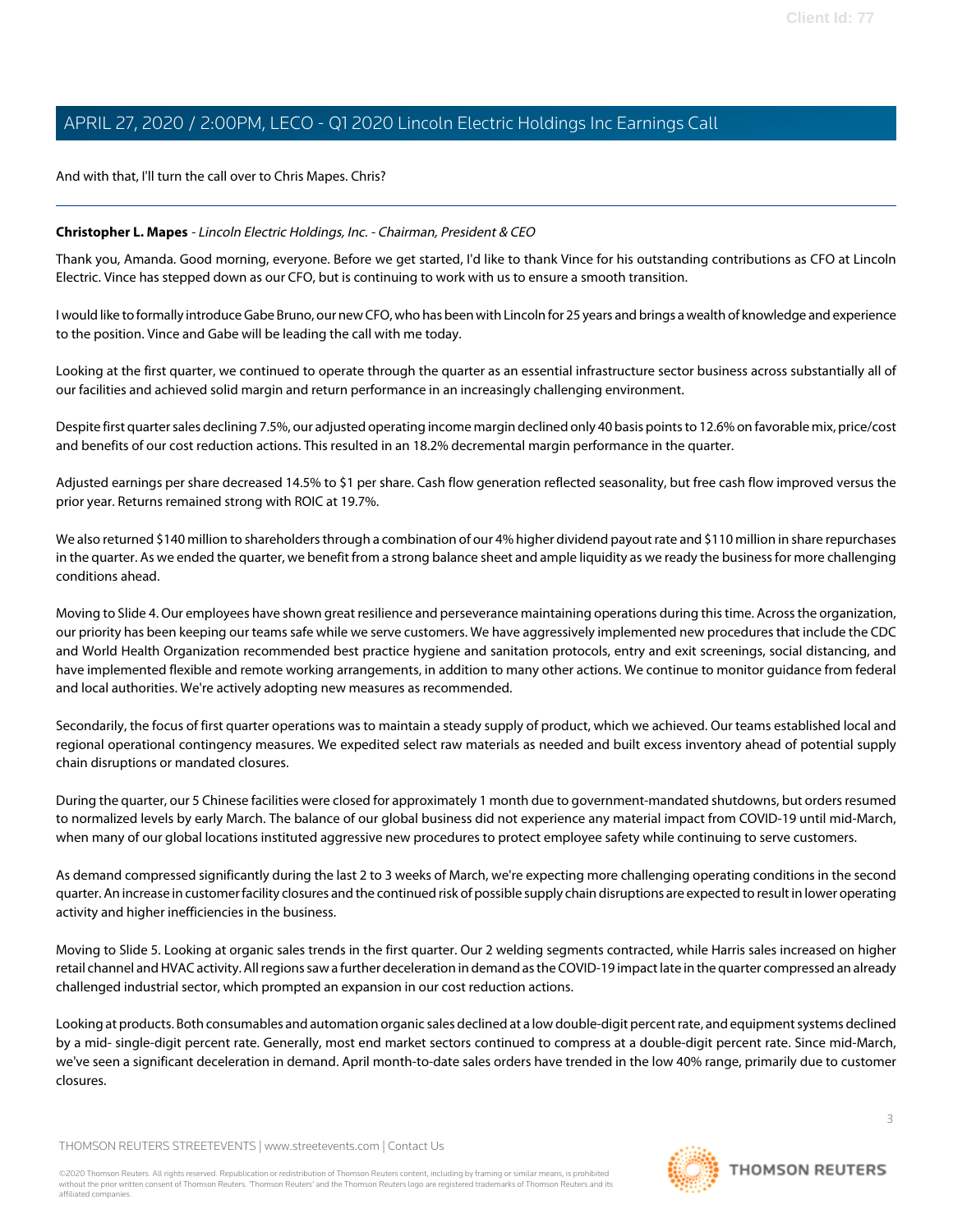And with that, I'll turn the call over to Chris Mapes. Chris?

---

**Christopher L. Mapes** - *Lincoln Electric Holdings, Inc. - Chairman, President & CEO*

Thank you, Amanda. Good morning, everyone. Before we get started, I'd like to thank Vince for his outstanding contributions as CFO at Lincoln Electric. Vince has stepped down as our CFO, but is continuing to work with us to ensure a smooth transition.

I would like to formally introduce Gabe Bruno, our new CFO, who has been with Lincoln for 25 years and brings a wealth of knowledge and experience to the position. Vince and Gabe will be leading the call with me today.

Looking at the first quarter, we continued to operate through the quarter as an essential infrastructure sector business across substantially all of our facilities and achieved solid margin and return performance in an increasingly challenging environment.

Despite first quarter sales declining 7.5%, our adjusted operating income margin declined only 40 basis points to 12.6% on favorable mix, price/cost and benefits of our cost reduction actions. This resulted in an 18.2% decremental margin performance in the quarter.

Adjusted earnings per share decreased 14.5% to $1 per share. Cash flow generation reflected seasonality, but free cash flow improved versus the prior year. Returns remained strong with ROIC at 19.7%.

We also returned $140 million to shareholders through a combination of our 4% higher dividend payout rate and $110 million in share repurchases in the quarter. As we ended the quarter, we benefit from a strong balance sheet and ample liquidity as we ready the business for more challenging conditions ahead.

Moving to Slide 4. Our employees have shown great resilience and perseverance maintaining operations during this time. Across the organization, our priority has been keeping our teams safe while we serve customers. We have aggressively implemented new procedures that include the CDC and World Health Organization recommended best practice hygiene and sanitation protocols, entry and exit screenings, social distancing, and have implemented flexible and remote working arrangements, in addition to many other actions. We continue to monitor guidance from federal and local authorities. We're actively adopting new measures as recommended.

Secondarily, the focus of first quarter operations was to maintain a steady supply of product, which we achieved. Our teams established local and regional operational contingency measures. We expedited select raw materials as needed and built excess inventory ahead of potential supply chain disruptions or mandated closures.

During the quarter, our 5 Chinese facilities were closed for approximately 1 month due to government-mandated shutdowns, but orders resumed to normalized levels by early March. The balance of our global business did not experience any material impact from COVID-19 until mid-March, when many of our global locations instituted aggressive new procedures to protect employee safety while continuing to serve customers.

As demand compressed significantly during the last 2 to 3 weeks of March, we're expecting more challenging operating conditions in the second quarter. An increase in customer facility closures and the continued risk of possible supply chain disruptions are expected to result in lower operating activity and higher inefficiencies in the business.

Moving to Slide 5. Looking at organic sales trends in the first quarter. Our 2 welding segments contracted, while Harris sales increased on higher retail channel and HVAC activity. All regions saw a further deceleration in demand as the COVID-19 impact late in the quarter compressed an already challenged industrial sector, which prompted an expansion in our cost reduction actions.

Looking at products. Both consumables and automation organic sales declined at a low double-digit percent rate, and equipment systems declined by a mid- single-digit percent rate. Generally, most end market sectors continued to compress at a double-digit percent rate. Since mid-March, we've seen a significant deceleration in demand. April month-to-date sales orders have trended in the low 40% range, primarily due to customer closures.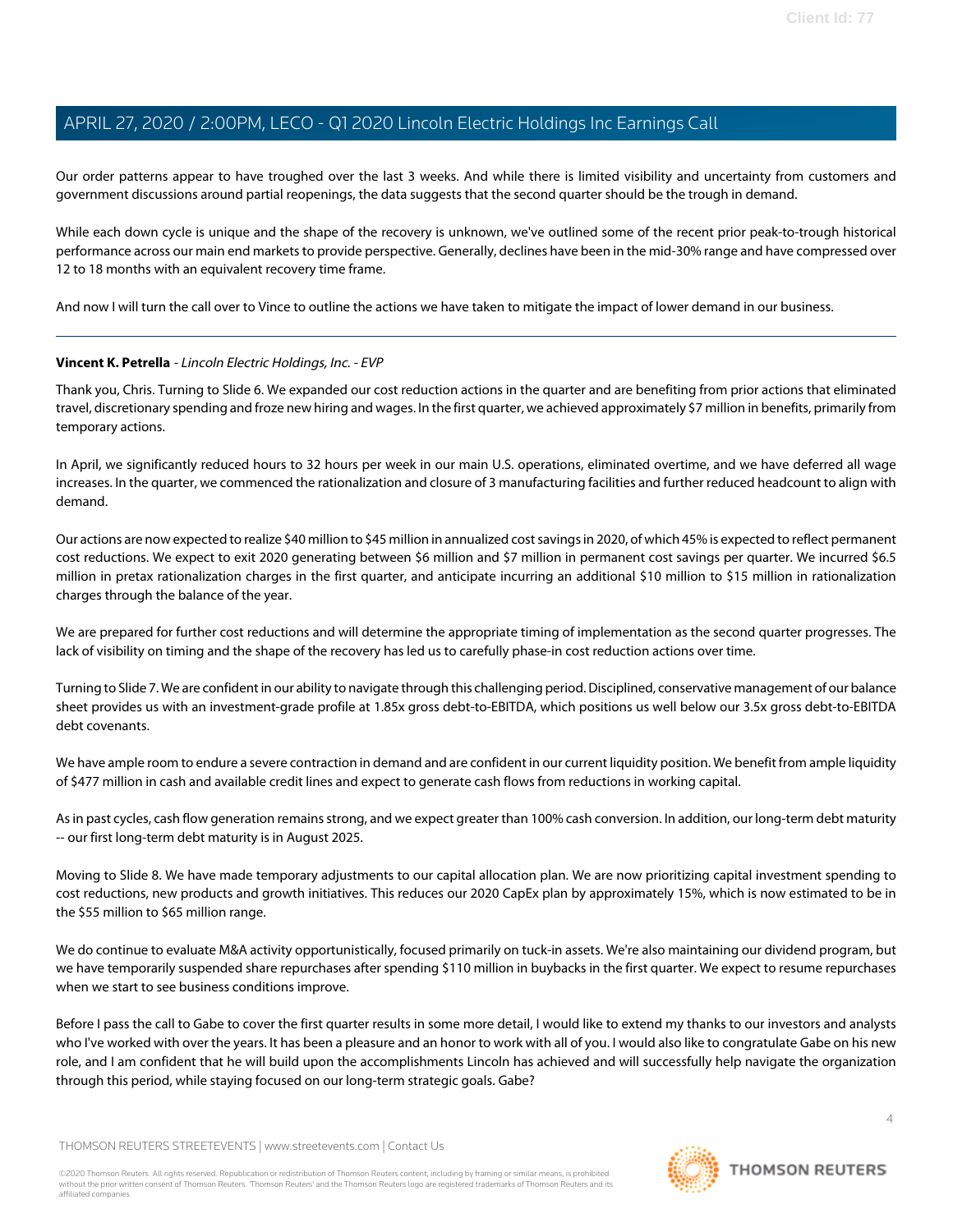Our order patterns appear to have troughed over the last 3 weeks. And while there is limited visibility and uncertainty from customers and government discussions around partial reopenings, the data suggests that the second quarter should be the trough in demand.

While each down cycle is unique and the shape of the recovery is unknown, we've outlined some of the recent prior peak-to-trough historical performance across our main end markets to provide perspective. Generally, declines have been in the mid-30% range and have compressed over 12 to 18 months with an equivalent recovery time frame.

And now I will turn the call over to Vince to outline the actions we have taken to mitigate the impact of lower demand in our business.

---

**Vincent K. Petrella** - *Lincoln Electric Holdings, Inc. - EVP*

Thank you, Chris. Turning to Slide 6. We expanded our cost reduction actions in the quarter and are benefiting from prior actions that eliminated travel, discretionary spending and froze new hiring and wages. In the first quarter, we achieved approximately $7 million in benefits, primarily from temporary actions.

In April, we significantly reduced hours to 32 hours per week in our main U.S. operations, eliminated overtime, and we have deferred all wage increases. In the quarter, we commenced the rationalization and closure of 3 manufacturing facilities and further reduced headcount to align with demand.

Our actions are now expected to realize $40 million to $45 million in annualized cost savings in 2020, of which 45% is expected to reflect permanent cost reductions. We expect to exit 2020 generating between $6 million and $7 million in permanent cost savings per quarter. We incurred $6.5 million in pretax rationalization charges in the first quarter, and anticipate incurring an additional $10 million to $15 million in rationalization charges through the balance of the year.

We are prepared for further cost reductions and will determine the appropriate timing of implementation as the second quarter progresses. The lack of visibility on timing and the shape of the recovery has led us to carefully phase-in cost reduction actions over time.

Turning to Slide 7. We are confident in our ability to navigate through this challenging period. Disciplined, conservative management of our balance sheet provides us with an investment-grade profile at 1.85x gross debt-to-EBITDA, which positions us well below our 3.5x gross debt-to-EBITDA debt covenants.

We have ample room to endure a severe contraction in demand and are confident in our current liquidity position. We benefit from ample liquidity of $477 million in cash and available credit lines and expect to generate cash flows from reductions in working capital.

As in past cycles, cash flow generation remains strong, and we expect greater than 100% cash conversion. In addition, our long-term debt maturity -- our first long-term debt maturity is in August 2025.

Moving to Slide 8. We have made temporary adjustments to our capital allocation plan. We are now prioritizing capital investment spending to cost reductions, new products and growth initiatives. This reduces our 2020 CapEx plan by approximately 15%, which is now estimated to be in the $55 million to $65 million range.

We do continue to evaluate M&A activity opportunistically, focused primarily on tuck-in assets. We're also maintaining our dividend program, but we have temporarily suspended share repurchases after spending $110 million in buybacks in the first quarter. We expect to resume repurchases when we start to see business conditions improve.

Before I pass the call to Gabe to cover the first quarter results in some more detail, I would like to extend my thanks to our investors and analysts who I've worked with over the years. It has been a pleasure and an honor to work with all of you. I would also like to congratulate Gabe on his new role, and I am confident that he will build upon the accomplishments Lincoln has achieved and will successfully help navigate the organization through this period, while staying focused on our long-term strategic goals. Gabe?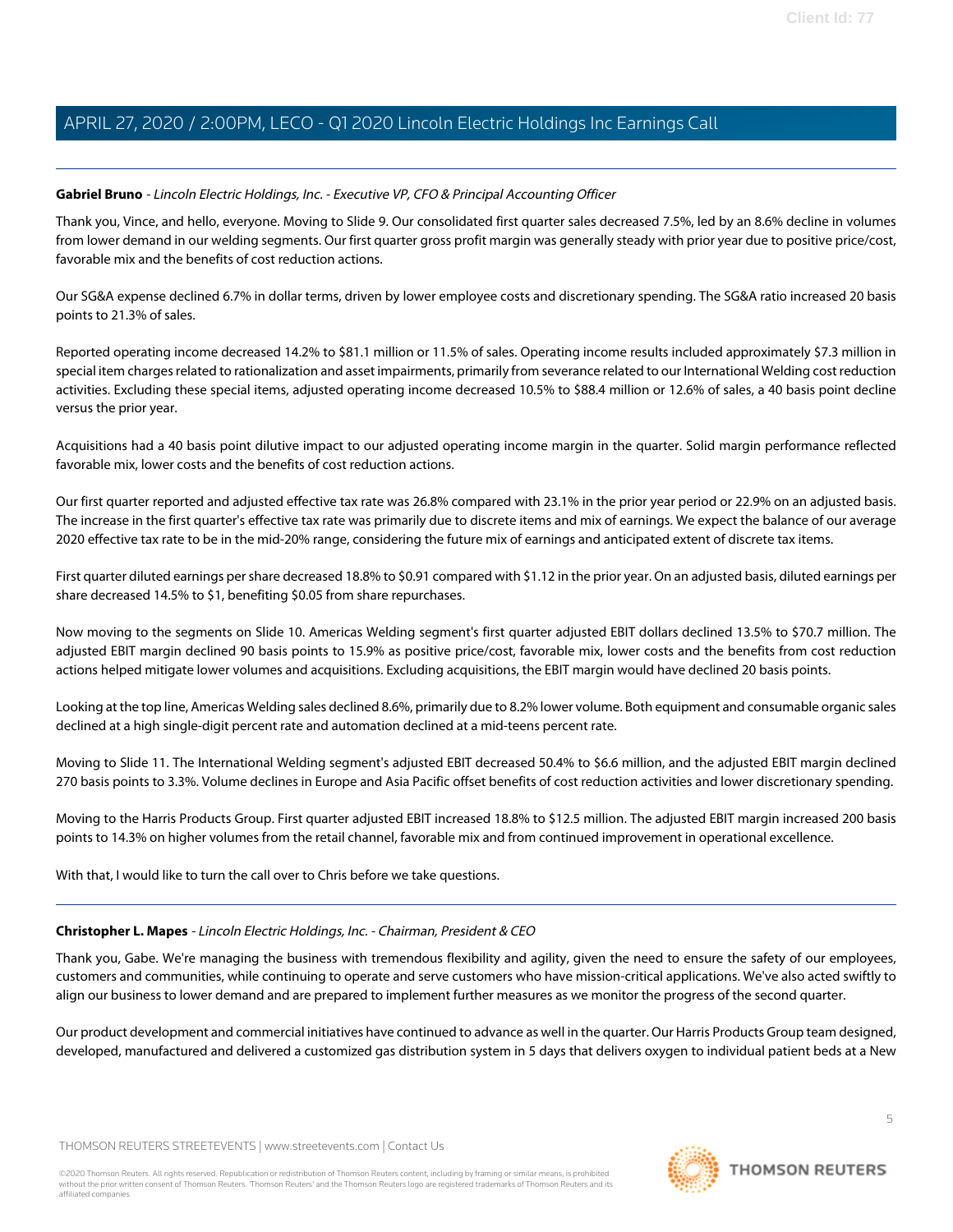**Gabriel Bruno** - *Lincoln Electric Holdings, Inc. - Executive VP, CFO & Principal Accounting Officer*

Thank you, Vince, and hello, everyone. Moving to Slide 9. Our consolidated first quarter sales decreased 7.5%, led by an 8.6% decline in volumes from lower demand in our welding segments. Our first quarter gross profit margin was generally steady with prior year due to positive price/cost, favorable mix and the benefits of cost reduction actions.

Our SG&A expense declined 6.7% in dollar terms, driven by lower employee costs and discretionary spending. The SG&A ratio increased 20 basis points to 21.3% of sales.

Reported operating income decreased 14.2% to $81.1 million or 11.5% of sales. Operating income results included approximately $7.3 million in special item charges related to rationalization and asset impairments, primarily from severance related to our International Welding cost reduction activities. Excluding these special items, adjusted operating income decreased 10.5% to $88.4 million or 12.6% of sales, a 40 basis point decline versus the prior year.

Acquisitions had a 40 basis point dilutive impact to our adjusted operating income margin in the quarter. Solid margin performance reflected favorable mix, lower costs and the benefits of cost reduction actions.

Our first quarter reported and adjusted effective tax rate was 26.8% compared with 23.1% in the prior year period or 22.9% on an adjusted basis. The increase in the first quarter's effective tax rate was primarily due to discrete items and mix of earnings. We expect the balance of our average 2020 effective tax rate to be in the mid-20% range, considering the future mix of earnings and anticipated extent of discrete tax items.

First quarter diluted earnings per share decreased 18.8% to $0.91 compared with $1.12 in the prior year. On an adjusted basis, diluted earnings per share decreased 14.5% to $1, benefiting $0.05 from share repurchases.

Now moving to the segments on Slide 10. Americas Welding segment's first quarter adjusted EBIT dollars declined 13.5% to $70.7 million. The adjusted EBIT margin declined 90 basis points to 15.9% as positive price/cost, favorable mix, lower costs and the benefits from cost reduction actions helped mitigate lower volumes and acquisitions. Excluding acquisitions, the EBIT margin would have declined 20 basis points.

Looking at the top line, Americas Welding sales declined 8.6%, primarily due to 8.2% lower volume. Both equipment and consumable organic sales declined at a high single-digit percent rate and automation declined at a mid-teens percent rate.

Moving to Slide 11. The International Welding segment's adjusted EBIT decreased 50.4% to $6.6 million, and the adjusted EBIT margin declined 270 basis points to 3.3%. Volume declines in Europe and Asia Pacific offset benefits of cost reduction activities and lower discretionary spending.

Moving to the Harris Products Group. First quarter adjusted EBIT increased 18.8% to $12.5 million. The adjusted EBIT margin increased 200 basis points to 14.3% on higher volumes from the retail channel, favorable mix and from continued improvement in operational excellence.

With that, I would like to turn the call over to Chris before we take questions.

---

**Christopher L. Mapes** - *Lincoln Electric Holdings, Inc. - Chairman, President & CEO*

Thank you, Gabe. We're managing the business with tremendous flexibility and agility, given the need to ensure the safety of our employees, customers and communities, while continuing to operate and serve customers who have mission-critical applications. We've also acted swiftly to align our business to lower demand and are prepared to implement further measures as we monitor the progress of the second quarter.

Our product development and commercial initiatives have continued to advance as well in the quarter. Our Harris Products Group team designed, developed, manufactured and delivered a customized gas distribution system in 5 days that delivers oxygen to individual patient beds at a New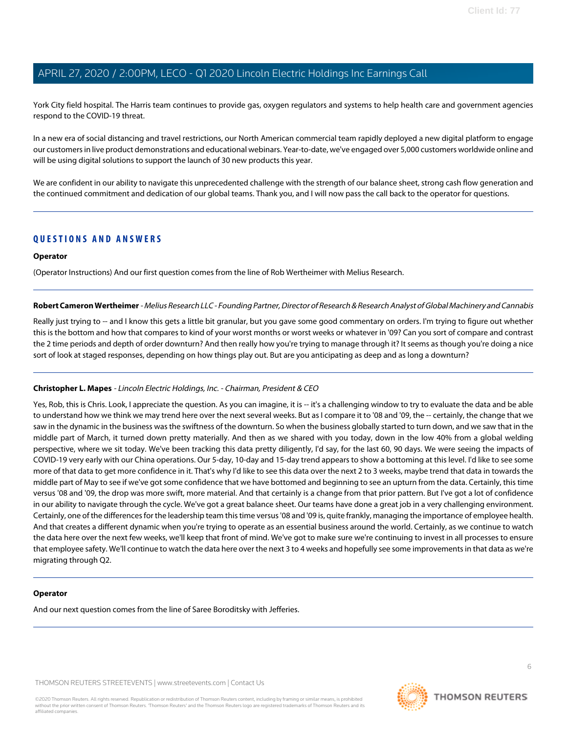York City field hospital. The Harris team continues to provide gas, oxygen regulators and systems to help health care and government agencies respond to the COVID-19 threat.

In a new era of social distancing and travel restrictions, our North American commercial team rapidly deployed a new digital platform to engage our customers in live product demonstrations and educational webinars. Year-to-date, we've engaged over 5,000 customers worldwide online and will be using digital solutions to support the launch of 30 new products this year.

We are confident in our ability to navigate this unprecedented challenge with the strength of our balance sheet, strong cash flow generation and the continued commitment and dedication of our global teams. Thank you, and I will now pass the call back to the operator for questions.

## QUESTIONS AND ANSWERS

**Operator**

(Operator Instructions) And our first question comes from the line of Rob Wertheimer with Melius Research.

**Robert Cameron Wertheimer** - *Melius Research LLC - Founding Partner, Director of Research & Research Analyst of Global Machinery and Cannabis*

Really just trying to -- and I know this gets a little bit granular, but you gave some good commentary on orders. I'm trying to figure out whether this is the bottom and how that compares to kind of your worst months or worst weeks or whatever in '09? Can you sort of compare and contrast the 2 time periods and depth of order downturn? And then really how you're trying to manage through it? It seems as though you're doing a nice sort of look at staged responses, depending on how things play out. But are you anticipating as deep and as long a downturn?

**Christopher L. Mapes** - *Lincoln Electric Holdings, Inc. - Chairman, President & CEO*

Yes, Rob, this is Chris. Look, I appreciate the question. As you can imagine, it is -- it's a challenging window to try to evaluate the data and be able to understand how we think we may trend here over the next several weeks. But as I compare it to '08 and '09, the -- certainly, the change that we saw in the dynamic in the business was the swiftness of the downturn. So when the business globally started to turn down, and we saw that in the middle part of March, it turned down pretty materially. And then as we shared with you today, down in the low 40% from a global welding perspective, where we sit today. We've been tracking this data pretty diligently, I'd say, for the last 60, 90 days. We were seeing the impacts of COVID-19 very early with our China operations. Our 5-day, 10-day and 15-day trend appears to show a bottoming at this level. I'd like to see some more of that data to get more confidence in it. That's why I'd like to see this data over the next 2 to 3 weeks, maybe trend that data in towards the middle part of May to see if we've got some confidence that we have bottomed and beginning to see an upturn from the data. Certainly, this time versus '08 and '09, the drop was more swift, more material. And that certainly is a change from that prior pattern. But I've got a lot of confidence in our ability to navigate through the cycle. We've got a great balance sheet. Our teams have done a great job in a very challenging environment. Certainly, one of the differences for the leadership team this time versus '08 and '09 is, quite frankly, managing the importance of employee health. And that creates a different dynamic when you're trying to operate as an essential business around the world. Certainly, as we continue to watch the data here over the next few weeks, we'll keep that front of mind. We've got to make sure we're continuing to invest in all processes to ensure that employee safety. We'll continue to watch the data here over the next 3 to 4 weeks and hopefully see some improvements in that data as we're migrating through Q2.

**Operator**

And our next question comes from the line of Saree Boroditsky with Jefferies.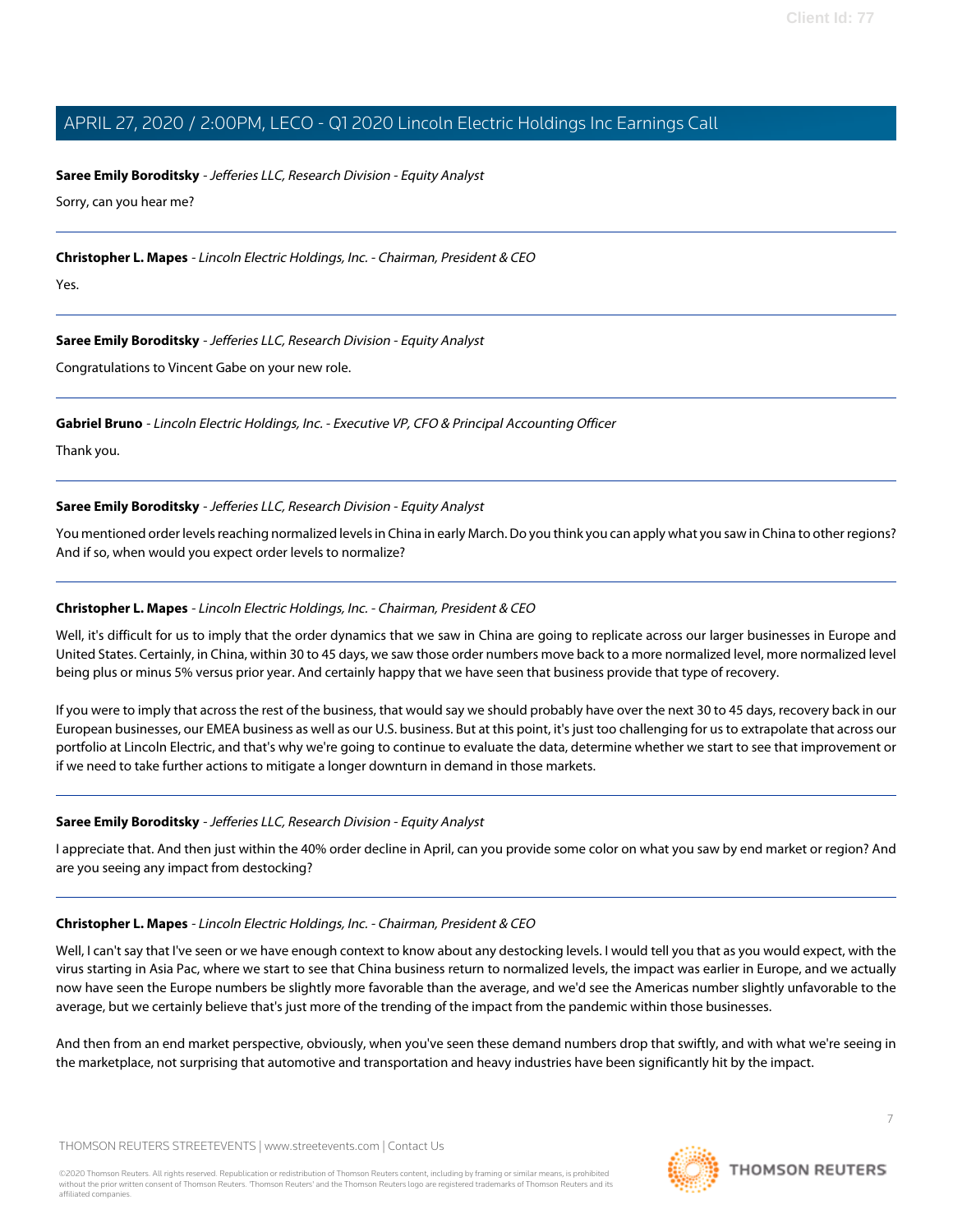**Saree Emily Boroditsky** - *Jefferies LLC, Research Division - Equity Analyst*

Sorry, can you hear me?

---

**Christopher L. Mapes** - *Lincoln Electric Holdings, Inc. - Chairman, President & CEO*

Yes.

---

**Saree Emily Boroditsky** - *Jefferies LLC, Research Division - Equity Analyst*

Congratulations to Vincent Gabe on your new role.

---

**Gabriel Bruno** - *Lincoln Electric Holdings, Inc. - Executive VP, CFO & Principal Accounting Officer*

Thank you.

---

**Saree Emily Boroditsky** - *Jefferies LLC, Research Division - Equity Analyst*

You mentioned order levels reaching normalized levels in China in early March. Do you think you can apply what you saw in China to other regions? And if so, when would you expect order levels to normalize?

---

**Christopher L. Mapes** - *Lincoln Electric Holdings, Inc. - Chairman, President & CEO*

Well, it's difficult for us to imply that the order dynamics that we saw in China are going to replicate across our larger businesses in Europe and United States. Certainly, in China, within 30 to 45 days, we saw those order numbers move back to a more normalized level, more normalized level being plus or minus 5% versus prior year. And certainly happy that we have seen that business provide that type of recovery.

If you were to imply that across the rest of the business, that would say we should probably have over the next 30 to 45 days, recovery back in our European businesses, our EMEA business as well as our U.S. business. But at this point, it's just too challenging for us to extrapolate that across our portfolio at Lincoln Electric, and that's why we're going to continue to evaluate the data, determine whether we start to see that improvement or if we need to take further actions to mitigate a longer downturn in demand in those markets.

---

**Saree Emily Boroditsky** - *Jefferies LLC, Research Division - Equity Analyst*

I appreciate that. And then just within the 40% order decline in April, can you provide some color on what you saw by end market or region? And are you seeing any impact from destocking?

---

**Christopher L. Mapes** - *Lincoln Electric Holdings, Inc. - Chairman, President & CEO*

Well, I can't say that I've seen or we have enough context to know about any destocking levels. I would tell you that as you would expect, with the virus starting in Asia Pac, where we start to see that China business return to normalized levels, the impact was earlier in Europe, and we actually now have seen the Europe numbers be slightly more favorable than the average, and we'd see the Americas number slightly unfavorable to the average, but we certainly believe that's just more of the trending of the impact from the pandemic within those businesses.

And then from an end market perspective, obviously, when you've seen these demand numbers drop that swiftly, and with what we're seeing in the marketplace, not surprising that automotive and transportation and heavy industries have been significantly hit by the impact.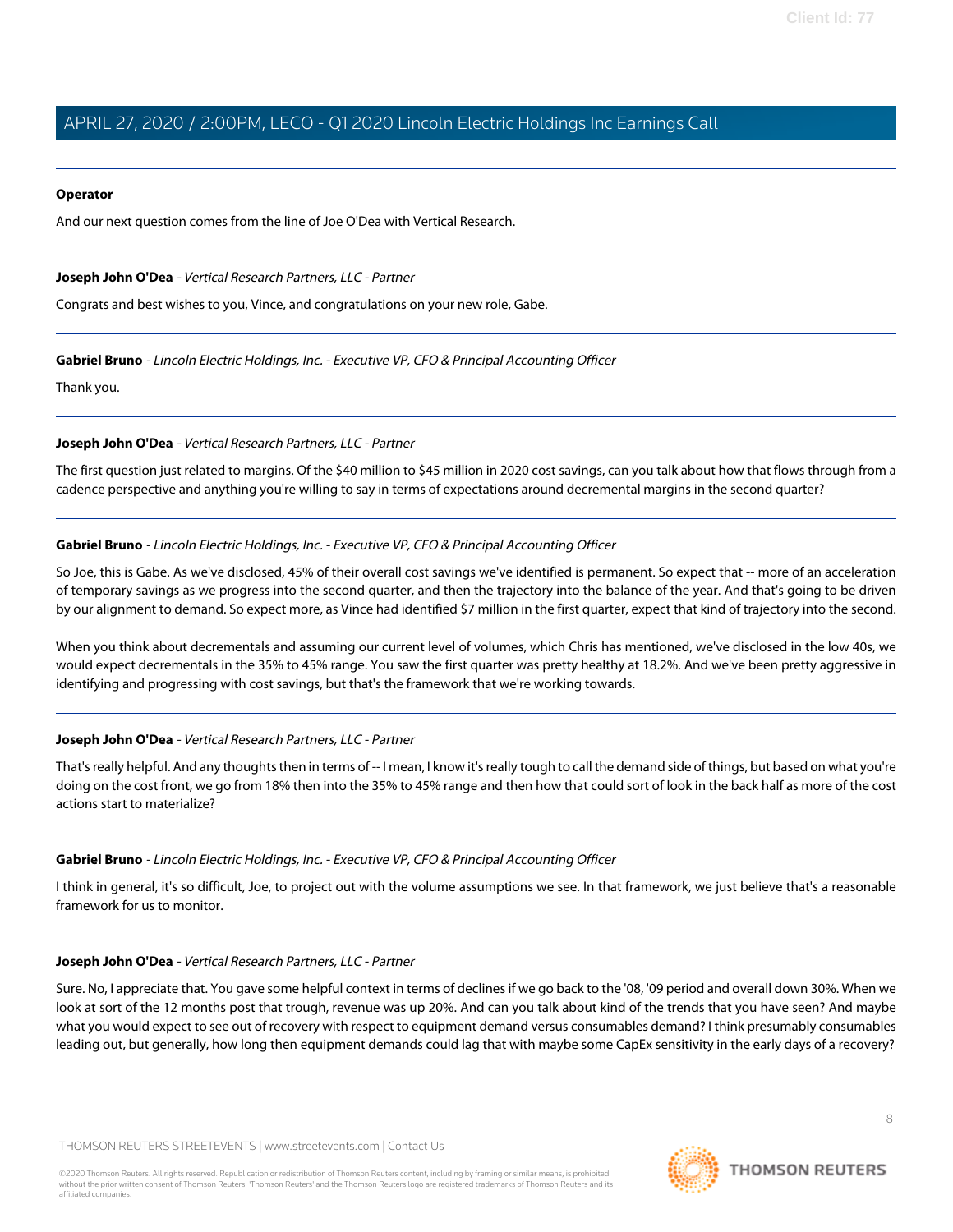**Operator**

And our next question comes from the line of Joe O'Dea with Vertical Research.

---

**Joseph John O'Dea** - *Vertical Research Partners, LLC - Partner*

Congrats and best wishes to you, Vince, and congratulations on your new role, Gabe.

---

**Gabriel Bruno** - *Lincoln Electric Holdings, Inc. - Executive VP, CFO & Principal Accounting Officer*

Thank you.

---

**Joseph John O'Dea** - *Vertical Research Partners, LLC - Partner*

The first question just related to margins. Of the $40 million to $45 million in 2020 cost savings, can you talk about how that flows through from a cadence perspective and anything you're willing to say in terms of expectations around decremental margins in the second quarter?

---

**Gabriel Bruno** - *Lincoln Electric Holdings, Inc. - Executive VP, CFO & Principal Accounting Officer*

So Joe, this is Gabe. As we've disclosed, 45% of their overall cost savings we've identified is permanent. So expect that -- more of an acceleration of temporary savings as we progress into the second quarter, and then the trajectory into the balance of the year. And that's going to be driven by our alignment to demand. So expect more, as Vince had identified $7 million in the first quarter, expect that kind of trajectory into the second.

When you think about decrementals and assuming our current level of volumes, which Chris has mentioned, we've disclosed in the low 40s, we would expect decrementals in the 35% to 45% range. You saw the first quarter was pretty healthy at 18.2%. And we've been pretty aggressive in identifying and progressing with cost savings, but that's the framework that we're working towards.

---

**Joseph John O'Dea** - *Vertical Research Partners, LLC - Partner*

That's really helpful. And any thoughts then in terms of -- I mean, I know it's really tough to call the demand side of things, but based on what you're doing on the cost front, we go from 18% then into the 35% to 45% range and then how that could sort of look in the back half as more of the cost actions start to materialize?

---

**Gabriel Bruno** - *Lincoln Electric Holdings, Inc. - Executive VP, CFO & Principal Accounting Officer*

I think in general, it's so difficult, Joe, to project out with the volume assumptions we see. In that framework, we just believe that's a reasonable framework for us to monitor.

---

**Joseph John O'Dea** - *Vertical Research Partners, LLC - Partner*

Sure. No, I appreciate that. You gave some helpful context in terms of declines if we go back to the '08, '09 period and overall down 30%. When we look at sort of the 12 months post that trough, revenue was up 20%. And can you talk about kind of the trends that you have seen? And maybe what you would expect to see out of recovery with respect to equipment demand versus consumables demand? I think presumably consumables leading out, but generally, how long then equipment demands could lag that with maybe some CapEx sensitivity in the early days of a recovery?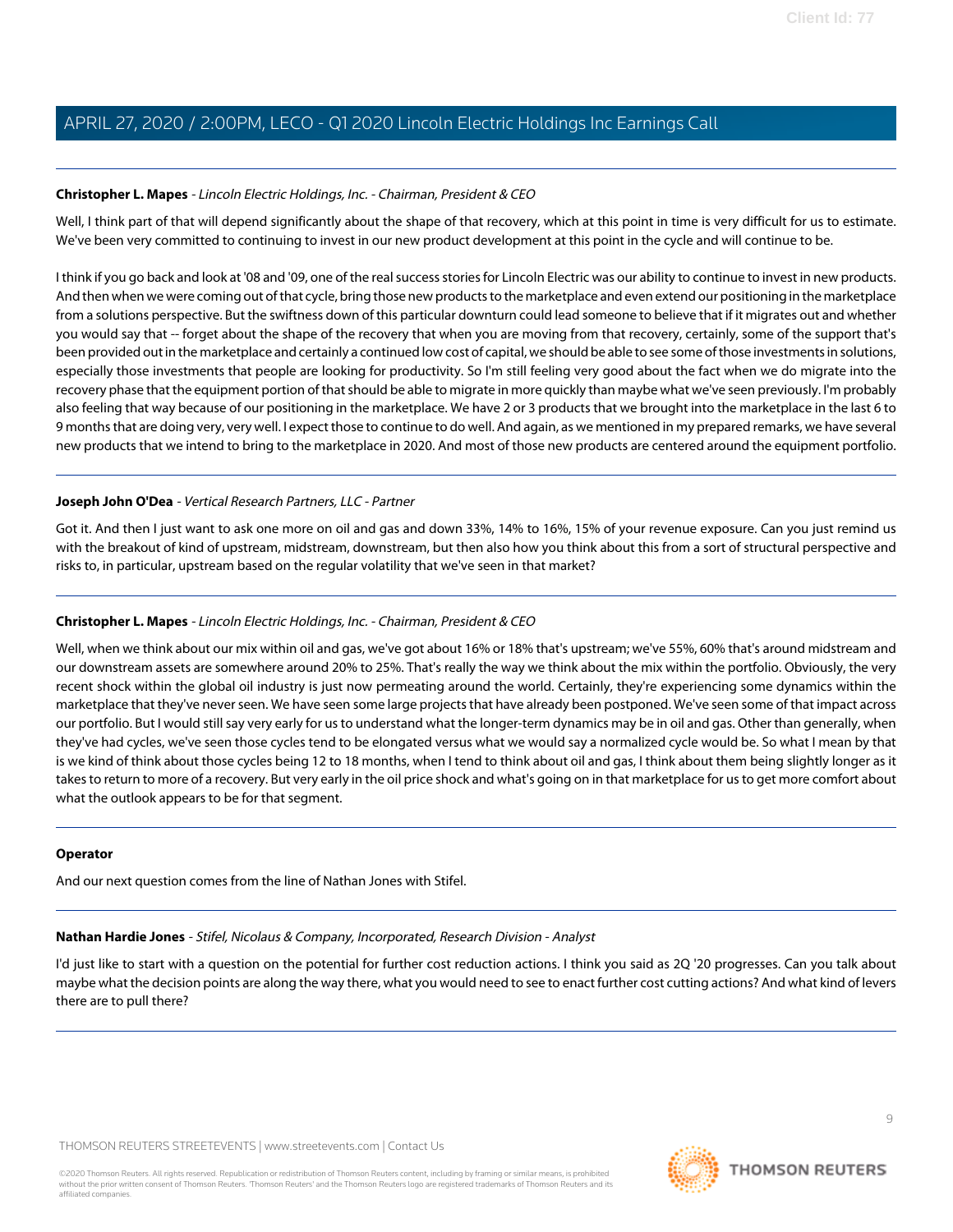**Christopher L. Mapes** - *Lincoln Electric Holdings, Inc. - Chairman, President & CEO*

Well, I think part of that will depend significantly about the shape of that recovery, which at this point in time is very difficult for us to estimate. We've been very committed to continuing to invest in our new product development at this point in the cycle and will continue to be.

I think if you go back and look at '08 and '09, one of the real success stories for Lincoln Electric was our ability to continue to invest in new products. And then when we were coming out of that cycle, bring those new products to the marketplace and even extend our positioning in the marketplace from a solutions perspective. But the swiftness down of this particular downturn could lead someone to believe that if it migrates out and whether you would say that -- forget about the shape of the recovery that when you are moving from that recovery, certainly, some of the support that's been provided out in the marketplace and certainly a continued low cost of capital, we should be able to see some of those investments in solutions, especially those investments that people are looking for productivity. So I'm still feeling very good about the fact when we do migrate into the recovery phase that the equipment portion of that should be able to migrate in more quickly than maybe what we've seen previously. I'm probably also feeling that way because of our positioning in the marketplace. We have 2 or 3 products that we brought into the marketplace in the last 6 to 9 months that are doing very, very well. I expect those to continue to do well. And again, as we mentioned in my prepared remarks, we have several new products that we intend to bring to the marketplace in 2020. And most of those new products are centered around the equipment portfolio.

---

**Joseph John O'Dea** - *Vertical Research Partners, LLC - Partner*

Got it. And then I just want to ask one more on oil and gas and down 33%, 14% to 16%, 15% of your revenue exposure. Can you just remind us with the breakout of kind of upstream, midstream, downstream, but then also how you think about this from a sort of structural perspective and risks to, in particular, upstream based on the regular volatility that we've seen in that market?

---

**Christopher L. Mapes** - *Lincoln Electric Holdings, Inc. - Chairman, President & CEO*

Well, when we think about our mix within oil and gas, we've got about 16% or 18% that's upstream; we've 55%, 60% that's around midstream and our downstream assets are somewhere around 20% to 25%. That's really the way we think about the mix within the portfolio. Obviously, the very recent shock within the global oil industry is just now permeating around the world. Certainly, they're experiencing some dynamics within the marketplace that they've never seen. We have seen some large projects that have already been postponed. We've seen some of that impact across our portfolio. But I would still say very early for us to understand what the longer-term dynamics may be in oil and gas. Other than generally, when they've had cycles, we've seen those cycles tend to be elongated versus what we would say a normalized cycle would be. So what I mean by that is we kind of think about those cycles being 12 to 18 months, when I tend to think about oil and gas, I think about them being slightly longer as it takes to return to more of a recovery. But very early in the oil price shock and what's going on in that marketplace for us to get more comfort about what the outlook appears to be for that segment.

---

**Operator**

And our next question comes from the line of Nathan Jones with Stifel.

---

**Nathan Hardie Jones** - *Stifel, Nicolaus & Company, Incorporated, Research Division - Analyst*

I'd just like to start with a question on the potential for further cost reduction actions. I think you said as 2Q '20 progresses. Can you talk about maybe what the decision points are along the way there, what you would need to see to enact further cost cutting actions? And what kind of levers there are to pull there?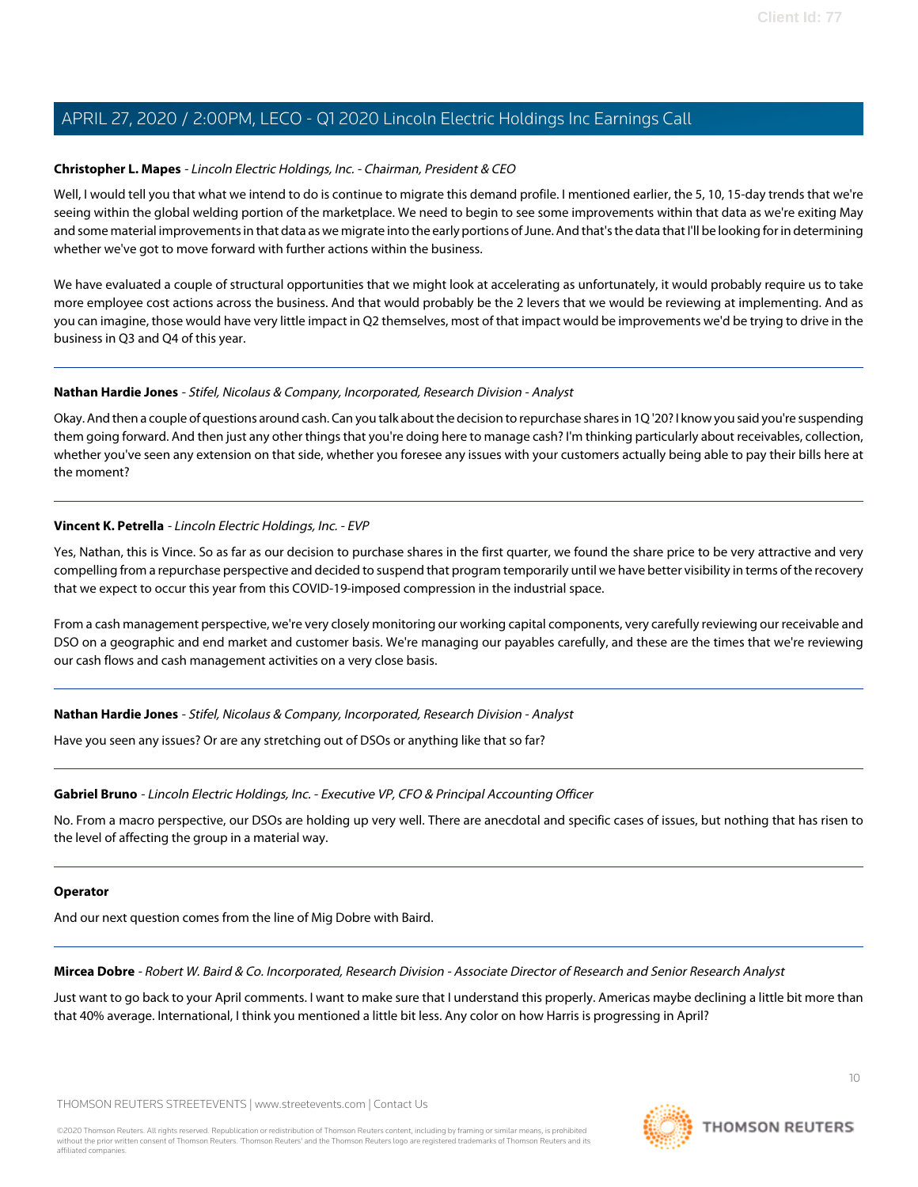**Christopher L. Mapes** - *Lincoln Electric Holdings, Inc. - Chairman, President & CEO*

Well, I would tell you that what we intend to do is continue to migrate this demand profile. I mentioned earlier, the 5, 10, 15-day trends that we're seeing within the global welding portion of the marketplace. We need to begin to see some improvements within that data as we're exiting May and some material improvements in that data as we migrate into the early portions of June. And that's the data that I'll be looking for in determining whether we've got to move forward with further actions within the business.

We have evaluated a couple of structural opportunities that we might look at accelerating as unfortunately, it would probably require us to take more employee cost actions across the business. And that would probably be the 2 levers that we would be reviewing at implementing. And as you can imagine, those would have very little impact in Q2 themselves, most of that impact would be improvements we'd be trying to drive in the business in Q3 and Q4 of this year.

---

**Nathan Hardie Jones** - *Stifel, Nicolaus & Company, Incorporated, Research Division - Analyst*

Okay. And then a couple of questions around cash. Can you talk about the decision to repurchase shares in 1Q '20? I know you said you're suspending them going forward. And then just any other things that you're doing here to manage cash? I'm thinking particularly about receivables, collection, whether you've seen any extension on that side, whether you foresee any issues with your customers actually being able to pay their bills here at the moment?

---

**Vincent K. Petrella** - *Lincoln Electric Holdings, Inc. - EVP*

Yes, Nathan, this is Vince. So as far as our decision to purchase shares in the first quarter, we found the share price to be very attractive and very compelling from a repurchase perspective and decided to suspend that program temporarily until we have better visibility in terms of the recovery that we expect to occur this year from this COVID-19-imposed compression in the industrial space.

From a cash management perspective, we're very closely monitoring our working capital components, very carefully reviewing our receivable and DSO on a geographic and end market and customer basis. We're managing our payables carefully, and these are the times that we're reviewing our cash flows and cash management activities on a very close basis.

---

**Nathan Hardie Jones** - *Stifel, Nicolaus & Company, Incorporated, Research Division - Analyst*

Have you seen any issues? Or are any stretching out of DSOs or anything like that so far?

---

**Gabriel Bruno** - *Lincoln Electric Holdings, Inc. - Executive VP, CFO & Principal Accounting Officer*

No. From a macro perspective, our DSOs are holding up very well. There are anecdotal and specific cases of issues, but nothing that has risen to the level of affecting the group in a material way.

---

**Operator**

And our next question comes from the line of Mig Dobre with Baird.

---

**Mircea Dobre** - *Robert W. Baird & Co. Incorporated, Research Division - Associate Director of Research and Senior Research Analyst*

Just want to go back to your April comments. I want to make sure that I understand this properly. Americas maybe declining a little bit more than that 40% average. International, I think you mentioned a little bit less. Any color on how Harris is progressing in April?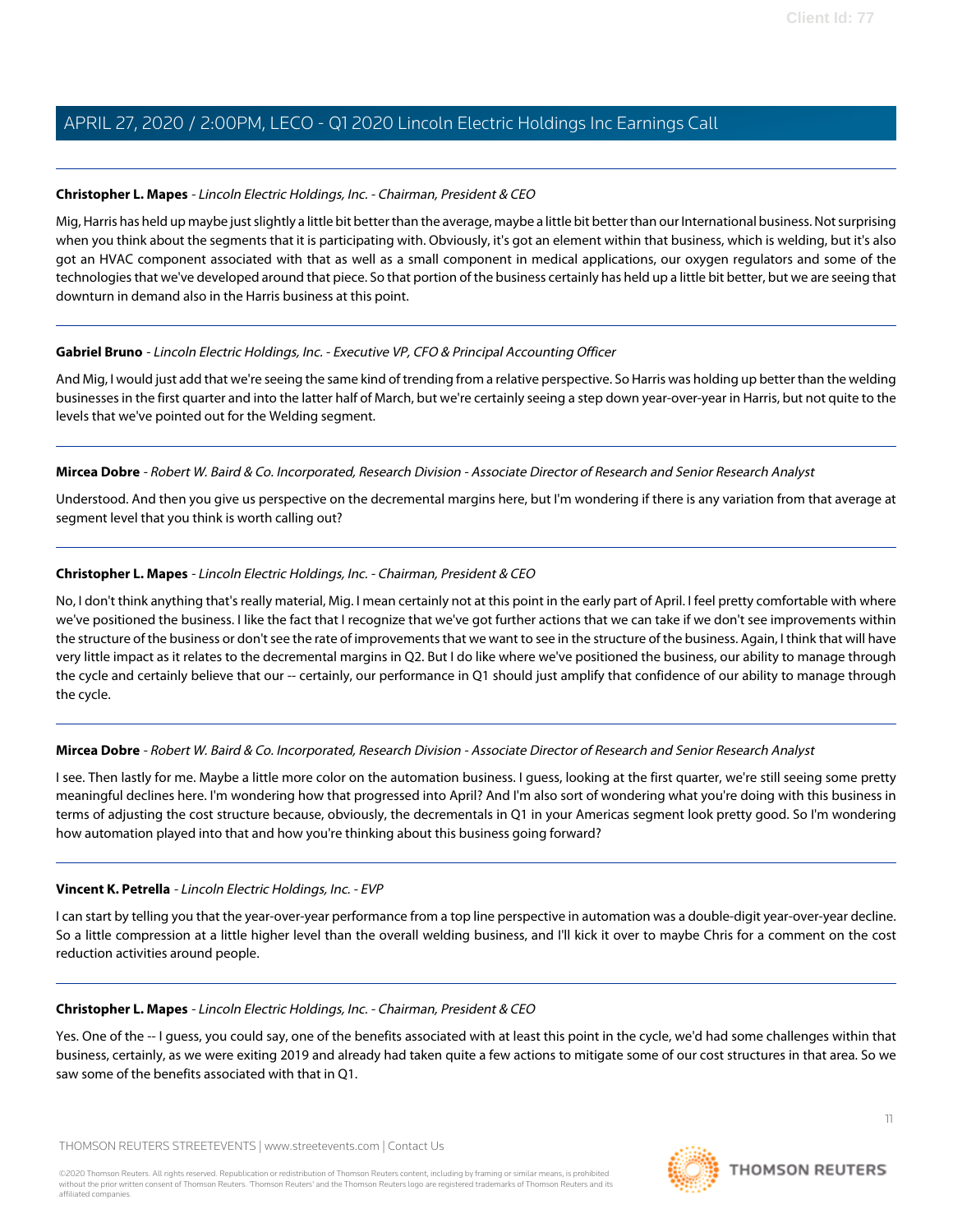**Christopher L. Mapes** - *Lincoln Electric Holdings, Inc. - Chairman, President & CEO*

Mig, Harris has held up maybe just slightly a little bit better than the average, maybe a little bit better than our International business. Not surprising when you think about the segments that it is participating with. Obviously, it's got an element within that business, which is welding, but it's also got an HVAC component associated with that as well as a small component in medical applications, our oxygen regulators and some of the technologies that we've developed around that piece. So that portion of the business certainly has held up a little bit better, but we are seeing that downturn in demand also in the Harris business at this point.

---

**Gabriel Bruno** - *Lincoln Electric Holdings, Inc. - Executive VP, CFO & Principal Accounting Officer*

And Mig, I would just add that we're seeing the same kind of trending from a relative perspective. So Harris was holding up better than the welding businesses in the first quarter and into the latter half of March, but we're certainly seeing a step down year-over-year in Harris, but not quite to the levels that we've pointed out for the Welding segment.

---

**Mircea Dobre** - *Robert W. Baird & Co. Incorporated, Research Division - Associate Director of Research and Senior Research Analyst*

Understood. And then you give us perspective on the decremental margins here, but I'm wondering if there is any variation from that average at segment level that you think is worth calling out?

---

**Christopher L. Mapes** - *Lincoln Electric Holdings, Inc. - Chairman, President & CEO*

No, I don't think anything that's really material, Mig. I mean certainly not at this point in the early part of April. I feel pretty comfortable with where we've positioned the business. I like the fact that I recognize that we've got further actions that we can take if we don't see improvements within the structure of the business or don't see the rate of improvements that we want to see in the structure of the business. Again, I think that will have very little impact as it relates to the decremental margins in Q2. But I do like where we've positioned the business, our ability to manage through the cycle and certainly believe that our -- certainly, our performance in Q1 should just amplify that confidence of our ability to manage through the cycle.

---

**Mircea Dobre** - *Robert W. Baird & Co. Incorporated, Research Division - Associate Director of Research and Senior Research Analyst*

I see. Then lastly for me. Maybe a little more color on the automation business. I guess, looking at the first quarter, we're still seeing some pretty meaningful declines here. I'm wondering how that progressed into April? And I'm also sort of wondering what you're doing with this business in terms of adjusting the cost structure because, obviously, the decrementals in Q1 in your Americas segment look pretty good. So I'm wondering how automation played into that and how you're thinking about this business going forward?

---

**Vincent K. Petrella** - *Lincoln Electric Holdings, Inc. - EVP*

I can start by telling you that the year-over-year performance from a top line perspective in automation was a double-digit year-over-year decline. So a little compression at a little higher level than the overall welding business, and I'll kick it over to maybe Chris for a comment on the cost reduction activities around people.

---

**Christopher L. Mapes** - *Lincoln Electric Holdings, Inc. - Chairman, President & CEO*

Yes. One of the -- I guess, you could say, one of the benefits associated with at least this point in the cycle, we'd had some challenges within that business, certainly, as we were exiting 2019 and already had taken quite a few actions to mitigate some of our cost structures in that area. So we saw some of the benefits associated with that in Q1.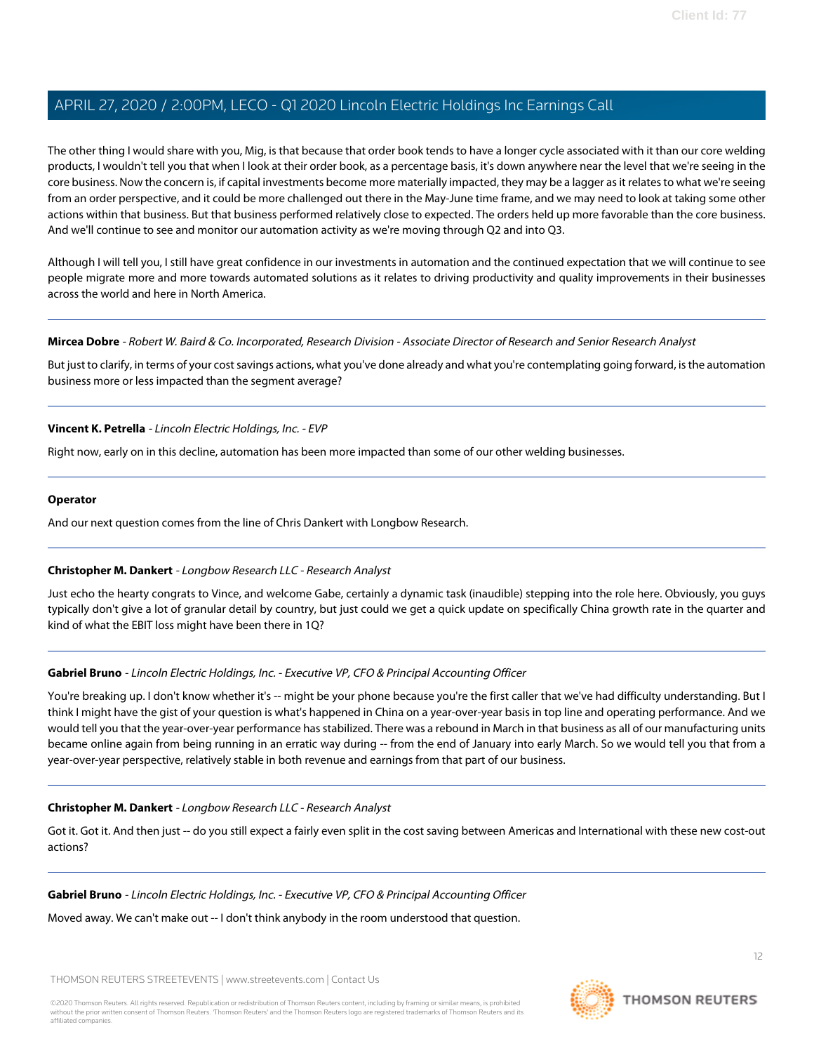The other thing I would share with you, Mig, is that because that order book tends to have a longer cycle associated with it than our core welding products, I wouldn't tell you that when I look at their order book, as a percentage basis, it's down anywhere near the level that we're seeing in the core business. Now the concern is, if capital investments become more materially impacted, they may be a lagger as it relates to what we're seeing from an order perspective, and it could be more challenged out there in the May-June time frame, and we may need to look at taking some other actions within that business. But that business performed relatively close to expected. The orders held up more favorable than the core business. And we'll continue to see and monitor our automation activity as we're moving through Q2 and into Q3.

Although I will tell you, I still have great confidence in our investments in automation and the continued expectation that we will continue to see people migrate more and more towards automated solutions as it relates to driving productivity and quality improvements in their businesses across the world and here in North America.

---

**Mircea Dobre** - *Robert W. Baird & Co. Incorporated, Research Division - Associate Director of Research and Senior Research Analyst*

But just to clarify, in terms of your cost savings actions, what you've done already and what you're contemplating going forward, is the automation business more or less impacted than the segment average?

---

**Vincent K. Petrella** - *Lincoln Electric Holdings, Inc. - EVP*

Right now, early on in this decline, automation has been more impacted than some of our other welding businesses.

---

**Operator**

And our next question comes from the line of Chris Dankert with Longbow Research.

---

**Christopher M. Dankert** - *Longbow Research LLC - Research Analyst*

Just echo the hearty congrats to Vince, and welcome Gabe, certainly a dynamic task (inaudible) stepping into the role here. Obviously, you guys typically don't give a lot of granular detail by country, but just could we get a quick update on specifically China growth rate in the quarter and kind of what the EBIT loss might have been there in 1Q?

---

**Gabriel Bruno** - *Lincoln Electric Holdings, Inc. - Executive VP, CFO & Principal Accounting Officer*

You're breaking up. I don't know whether it's -- might be your phone because you're the first caller that we've had difficulty understanding. But I think I might have the gist of your question is what's happened in China on a year-over-year basis in top line and operating performance. And we would tell you that the year-over-year performance has stabilized. There was a rebound in March in that business as all of our manufacturing units became online again from being running in an erratic way during -- from the end of January into early March. So we would tell you that from a year-over-year perspective, relatively stable in both revenue and earnings from that part of our business.

---

**Christopher M. Dankert** - *Longbow Research LLC - Research Analyst*

Got it. Got it. And then just -- do you still expect a fairly even split in the cost saving between Americas and International with these new cost-out actions?

---

**Gabriel Bruno** - *Lincoln Electric Holdings, Inc. - Executive VP, CFO & Principal Accounting Officer*

Moved away. We can't make out -- I don't think anybody in the room understood that question.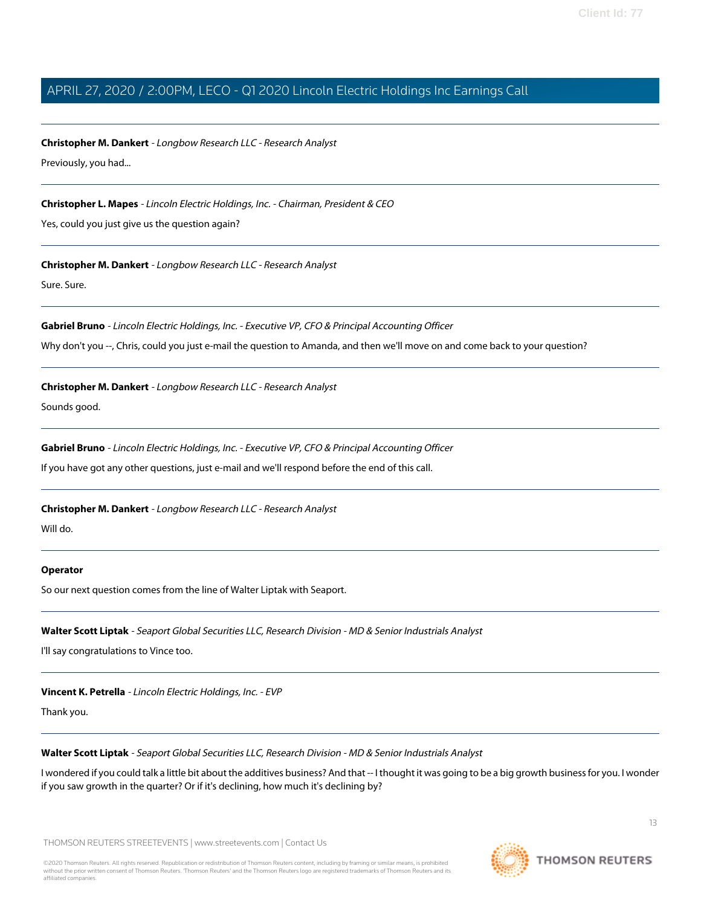**Christopher M. Dankert** - *Longbow Research LLC - Research Analyst*

Previously, you had...

---

**Christopher L. Mapes** - *Lincoln Electric Holdings, Inc. - Chairman, President & CEO*

Yes, could you just give us the question again?

---

**Christopher M. Dankert** - *Longbow Research LLC - Research Analyst*

Sure. Sure.

---

**Gabriel Bruno** - *Lincoln Electric Holdings, Inc. - Executive VP, CFO & Principal Accounting Officer*

Why don't you --, Chris, could you just e-mail the question to Amanda, and then we'll move on and come back to your question?

---

**Christopher M. Dankert** - *Longbow Research LLC - Research Analyst*

Sounds good.

---

**Gabriel Bruno** - *Lincoln Electric Holdings, Inc. - Executive VP, CFO & Principal Accounting Officer*

If you have got any other questions, just e-mail and we'll respond before the end of this call.

---

**Christopher M. Dankert** - *Longbow Research LLC - Research Analyst*

Will do.

---

**Operator**

So our next question comes from the line of Walter Liptak with Seaport.

---

**Walter Scott Liptak** - *Seaport Global Securities LLC, Research Division - MD & Senior Industrials Analyst*

I'll say congratulations to Vince too.

---

**Vincent K. Petrella** - *Lincoln Electric Holdings, Inc. - EVP*

Thank you.

---

**Walter Scott Liptak** - *Seaport Global Securities LLC, Research Division - MD & Senior Industrials Analyst*

I wondered if you could talk a little bit about the additives business? And that -- I thought it was going to be a big growth business for you. I wonder if you saw growth in the quarter? Or if it's declining, how much it's declining by?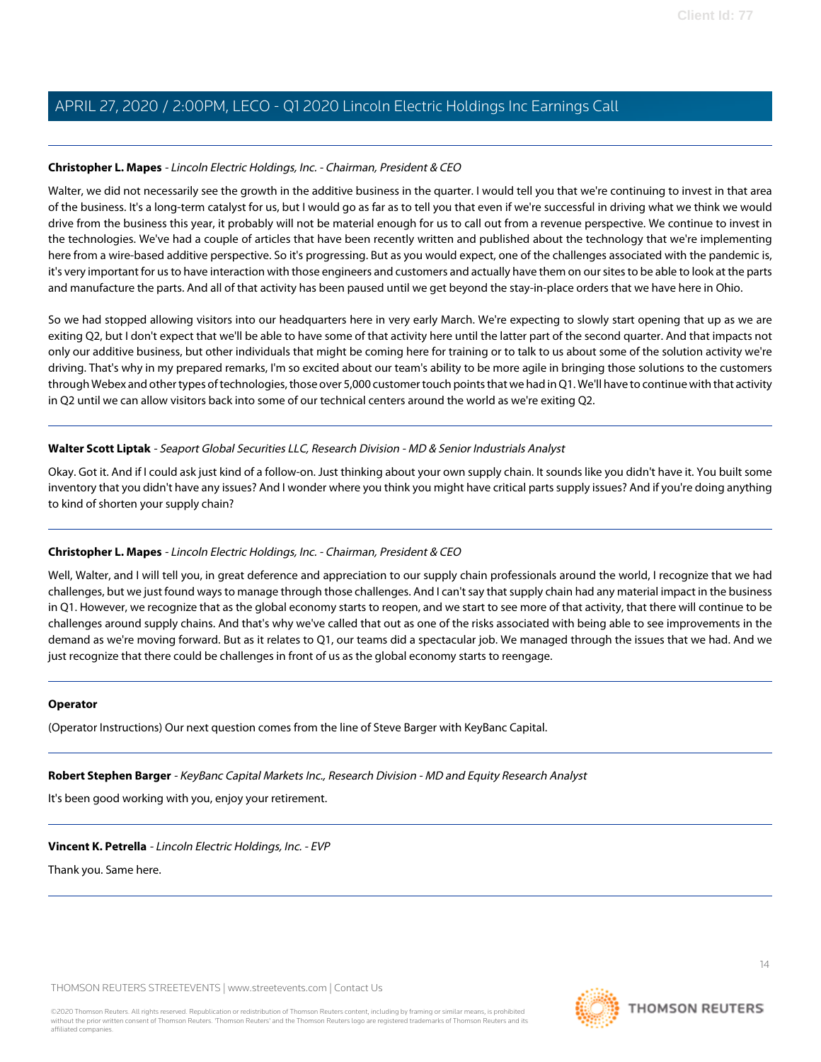**Christopher L. Mapes** - *Lincoln Electric Holdings, Inc. - Chairman, President & CEO*

Walter, we did not necessarily see the growth in the additive business in the quarter. I would tell you that we're continuing to invest in that area of the business. It's a long-term catalyst for us, but I would go as far as to tell you that even if we're successful in driving what we think we would drive from the business this year, it probably will not be material enough for us to call out from a revenue perspective. We continue to invest in the technologies. We've had a couple of articles that have been recently written and published about the technology that we're implementing here from a wire-based additive perspective. So it's progressing. But as you would expect, one of the challenges associated with the pandemic is, it's very important for us to have interaction with those engineers and customers and actually have them on our sites to be able to look at the parts and manufacture the parts. And all of that activity has been paused until we get beyond the stay-in-place orders that we have here in Ohio.

So we had stopped allowing visitors into our headquarters here in very early March. We're expecting to slowly start opening that up as we are exiting Q2, but I don't expect that we'll be able to have some of that activity here until the latter part of the second quarter. And that impacts not only our additive business, but other individuals that might be coming here for training or to talk to us about some of the solution activity we're driving. That's why in my prepared remarks, I'm so excited about our team's ability to be more agile in bringing those solutions to the customers through Webex and other types of technologies, those over 5,000 customer touch points that we had in Q1. We'll have to continue with that activity in Q2 until we can allow visitors back into some of our technical centers around the world as we're exiting Q2.

---

**Walter Scott Liptak** - *Seaport Global Securities LLC, Research Division - MD & Senior Industrials Analyst*

Okay. Got it. And if I could ask just kind of a follow-on. Just thinking about your own supply chain. It sounds like you didn't have it. You built some inventory that you didn't have any issues? And I wonder where you think you might have critical parts supply issues? And if you're doing anything to kind of shorten your supply chain?

---

**Christopher L. Mapes** - *Lincoln Electric Holdings, Inc. - Chairman, President & CEO*

Well, Walter, and I will tell you, in great deference and appreciation to our supply chain professionals around the world, I recognize that we had challenges, but we just found ways to manage through those challenges. And I can't say that supply chain had any material impact in the business in Q1. However, we recognize that as the global economy starts to reopen, and we start to see more of that activity, that there will continue to be challenges around supply chains. And that's why we've called that out as one of the risks associated with being able to see improvements in the demand as we're moving forward. But as it relates to Q1, our teams did a spectacular job. We managed through the issues that we had. And we just recognize that there could be challenges in front of us as the global economy starts to reengage.

---

**Operator**

(Operator Instructions) Our next question comes from the line of Steve Barger with KeyBanc Capital.

---

**Robert Stephen Barger** - *KeyBanc Capital Markets Inc., Research Division - MD and Equity Research Analyst*

It's been good working with you, enjoy your retirement.

---

**Vincent K. Petrella** - *Lincoln Electric Holdings, Inc. - EVP*

Thank you. Same here.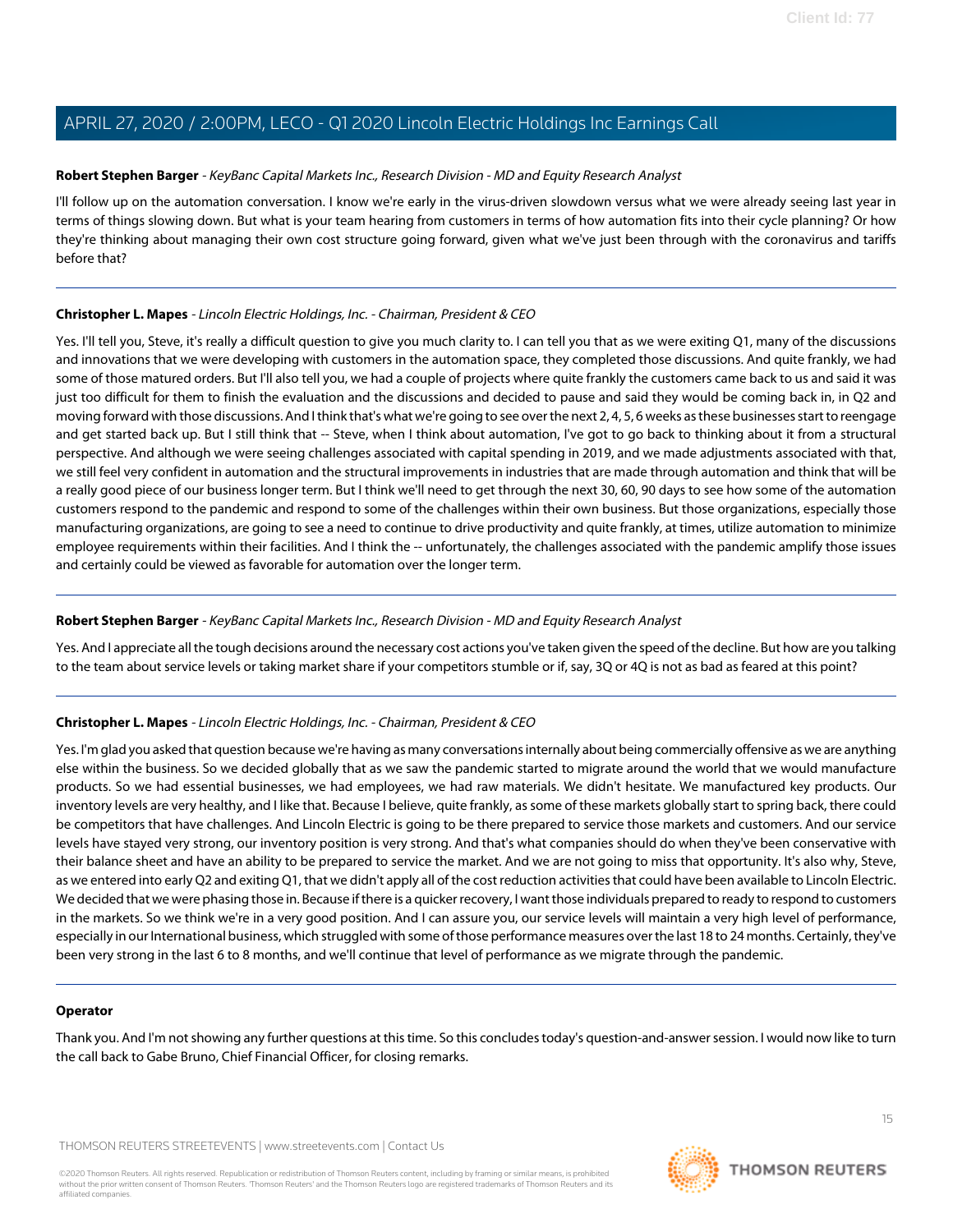**Robert Stephen Barger** - *KeyBanc Capital Markets Inc., Research Division - MD and Equity Research Analyst*

I'll follow up on the automation conversation. I know we're early in the virus-driven slowdown versus what we were already seeing last year in terms of things slowing down. But what is your team hearing from customers in terms of how automation fits into their cycle planning? Or how they're thinking about managing their own cost structure going forward, given what we've just been through with the coronavirus and tariffs before that?

---

**Christopher L. Mapes** - *Lincoln Electric Holdings, Inc. - Chairman, President & CEO*

Yes. I'll tell you, Steve, it's really a difficult question to give you much clarity to. I can tell you that as we were exiting Q1, many of the discussions and innovations that we were developing with customers in the automation space, they completed those discussions. And quite frankly, we had some of those matured orders. But I'll also tell you, we had a couple of projects where quite frankly the customers came back to us and said it was just too difficult for them to finish the evaluation and the discussions and decided to pause and said they would be coming back in, in Q2 and moving forward with those discussions. And I think that's what we're going to see over the next 2, 4, 5, 6 weeks as these businesses start to reengage and get started back up. But I still think that -- Steve, when I think about automation, I've got to go back to thinking about it from a structural perspective. And although we were seeing challenges associated with capital spending in 2019, and we made adjustments associated with that, we still feel very confident in automation and the structural improvements in industries that are made through automation and think that will be a really good piece of our business longer term. But I think we'll need to get through the next 30, 60, 90 days to see how some of the automation customers respond to the pandemic and respond to some of the challenges within their own business. But those organizations, especially those manufacturing organizations, are going to see a need to continue to drive productivity and quite frankly, at times, utilize automation to minimize employee requirements within their facilities. And I think the -- unfortunately, the challenges associated with the pandemic amplify those issues and certainly could be viewed as favorable for automation over the longer term.

---

**Robert Stephen Barger** - *KeyBanc Capital Markets Inc., Research Division - MD and Equity Research Analyst*

Yes. And I appreciate all the tough decisions around the necessary cost actions you've taken given the speed of the decline. But how are you talking to the team about service levels or taking market share if your competitors stumble or if, say, 3Q or 4Q is not as bad as feared at this point?

---

**Christopher L. Mapes** - *Lincoln Electric Holdings, Inc. - Chairman, President & CEO*

Yes. I'm glad you asked that question because we're having as many conversations internally about being commercially offensive as we are anything else within the business. So we decided globally that as we saw the pandemic started to migrate around the world that we would manufacture products. So we had essential businesses, we had employees, we had raw materials. We didn't hesitate. We manufactured key products. Our inventory levels are very healthy, and I like that. Because I believe, quite frankly, as some of these markets globally start to spring back, there could be competitors that have challenges. And Lincoln Electric is going to be there prepared to service those markets and customers. And our service levels have stayed very strong, our inventory position is very strong. And that's what companies should do when they've been conservative with their balance sheet and have an ability to be prepared to service the market. And we are not going to miss that opportunity. It's also why, Steve, as we entered into early Q2 and exiting Q1, that we didn't apply all of the cost reduction activities that could have been available to Lincoln Electric. We decided that we were phasing those in. Because if there is a quicker recovery, I want those individuals prepared to ready to respond to customers in the markets. So we think we're in a very good position. And I can assure you, our service levels will maintain a very high level of performance, especially in our International business, which struggled with some of those performance measures over the last 18 to 24 months. Certainly, they've been very strong in the last 6 to 8 months, and we'll continue that level of performance as we migrate through the pandemic.

---

**Operator**

Thank you. And I'm not showing any further questions at this time. So this concludes today's question-and-answer session. I would now like to turn the call back to Gabe Bruno, Chief Financial Officer, for closing remarks.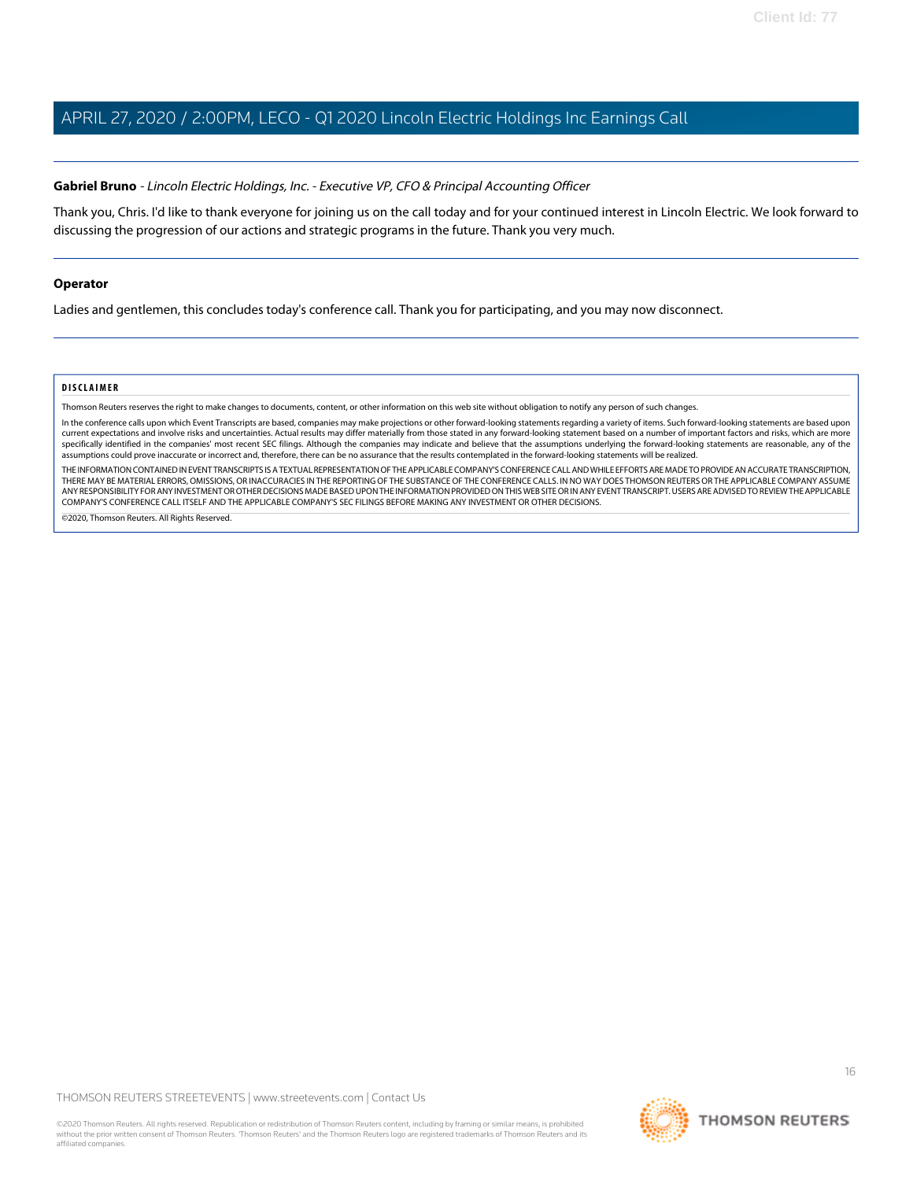**Gabriel Bruno** - *Lincoln Electric Holdings, Inc. - Executive VP, CFO & Principal Accounting Officer*

Thank you, Chris. I'd like to thank everyone for joining us on the call today and for your continued interest in Lincoln Electric. We look forward to discussing the progression of our actions and strategic programs in the future. Thank you very much.

---

**Operator**

Ladies and gentlemen, this concludes today's conference call. Thank you for participating, and you may now disconnect.

---

**DISCLAIMER**

Thomson Reuters reserves the right to make changes to documents, content, or other information on this web site without obligation to notify any person of such changes.

In the conference calls upon which Event Transcripts are based, companies may make projections or other forward-looking statements regarding a variety of items. Such forward-looking statements are based upon current expectations and involve risks and uncertainties. Actual results may differ materially from those stated in any forward-looking statement based on a number of important factors and risks, which are more specifically identified in the companies' most recent SEC filings. Although the companies may indicate and believe that the assumptions underlying the forward-looking statements are reasonable, any of the assumptions could prove inaccurate or incorrect and, therefore, there can be no assurance that the results contemplated in the forward-looking statements will be realized.

THE INFORMATION CONTAINED IN EVENT TRANSCRIPTS IS A TEXTUAL REPRESENTATION OF THE APPLICABLE COMPANY'S CONFERENCE CALL AND WHILE EFFORTS ARE MADE TO PROVIDE AN ACCURATE TRANSCRIPTION, THERE MAY BE MATERIAL ERRORS, OMISSIONS, OR INACCURACIES IN THE REPORTING OF THE SUBSTANCE OF THE CONFERENCE CALLS. IN NO WAY DOES THOMSON REUTERS OR THE APPLICABLE COMPANY ASSUME ANY RESPONSIBILITY FOR ANY INVESTMENT OR OTHER DECISIONS MADE BASED UPON THE INFORMATION PROVIDED ON THIS WEB SITE OR IN ANY EVENT TRANSCRIPT. USERS ARE ADVISED TO REVIEW THE APPLICABLE COMPANY'S CONFERENCE CALL ITSELF AND THE APPLICABLE COMPANY'S SEC FILINGS BEFORE MAKING ANY INVESTMENT OR OTHER DECISIONS.

©2020, Thomson Reuters. All Rights Reserved.